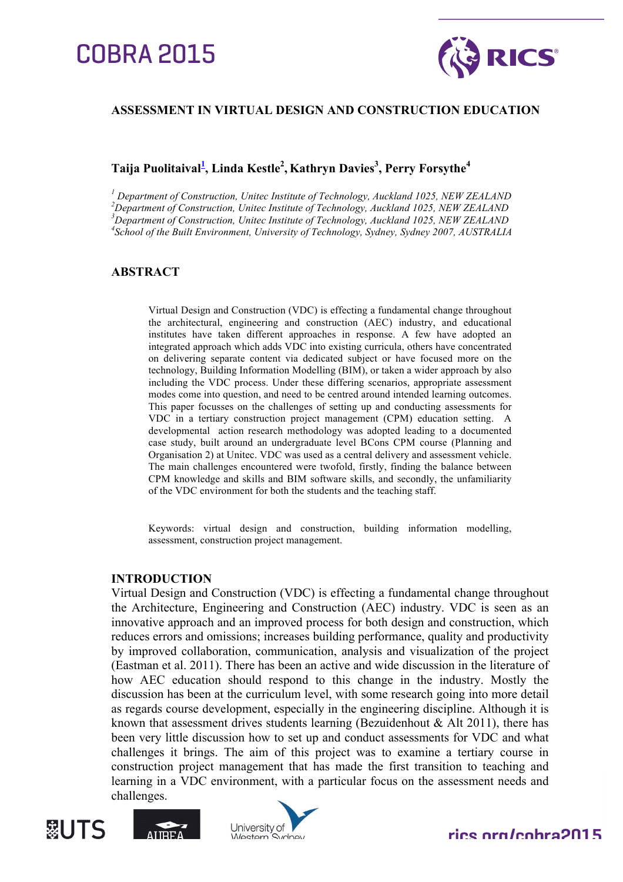# ASSESSMENT IN VIRTUAL DESIGN AND CONSTRUCTION EDUCATION

**Taija Puolitaival[1], Linda Kestle[2], Kathryn Davies[3], Perry Forsythe[4]**

*[1] Department of Construction, Unitec Institute of Technology, Auckland 1025, NEW ZEALAND*
*[2] Department of Construction, Unitec Institute of Technology, Auckland 1025, NEW ZEALAND*
*[3] Department of Construction, Unitec Institute of Technology, Auckland 1025, NEW ZEALAND*
*[4] School of the Built Environment, University of Technology, Sydney, Sydney 2007, AUSTRALIA*

## ABSTRACT

Virtual Design and Construction (VDC) is effecting a fundamental change throughout the architectural, engineering and construction (AEC) industry, and educational institutes have taken different approaches in response. A few have adopted an integrated approach which adds VDC into existing curricula, others have concentrated on delivering separate content via dedicated subject or have focused more on the technology, Building Information Modelling (BIM), or taken a wider approach by also including the VDC process. Under these differing scenarios, appropriate assessment modes come into question, and need to be centred around intended learning outcomes. This paper focusses on the challenges of setting up and conducting assessments for VDC in a tertiary construction project management (CPM) education setting. A developmental action research methodology was adopted leading to a documented case study, built around an undergraduate level BCons CPM course (Planning and Organisation 2) at Unitec. VDC was used as a central delivery and assessment vehicle. The main challenges encountered were twofold, firstly, finding the balance between CPM knowledge and skills and BIM software skills, and secondly, the unfamiliarity of the VDC environment for both the students and the teaching staff.

Keywords: virtual design and construction, building information modelling, assessment, construction project management.

## INTRODUCTION

Virtual Design and Construction (VDC) is effecting a fundamental change throughout the Architecture, Engineering and Construction (AEC) industry. VDC is seen as an innovative approach and an improved process for both design and construction, which reduces errors and omissions; increases building performance, quality and productivity by improved collaboration, communication, analysis and visualization of the project (Eastman et al. 2011). There has been an active and wide discussion in the literature of how AEC education should respond to this change in the industry. Mostly the discussion has been at the curriculum level, with some research going into more detail as regards course development, especially in the engineering discipline. Although it is known that assessment drives students learning (Bezuidenhout & Alt 2011), there has been very little discussion how to set up and conduct assessments for VDC and what challenges it brings. The aim of this project was to examine a tertiary course in construction project management that has made the first transition to teaching and learning in a VDC environment, with a particular focus on the assessment needs and challenges.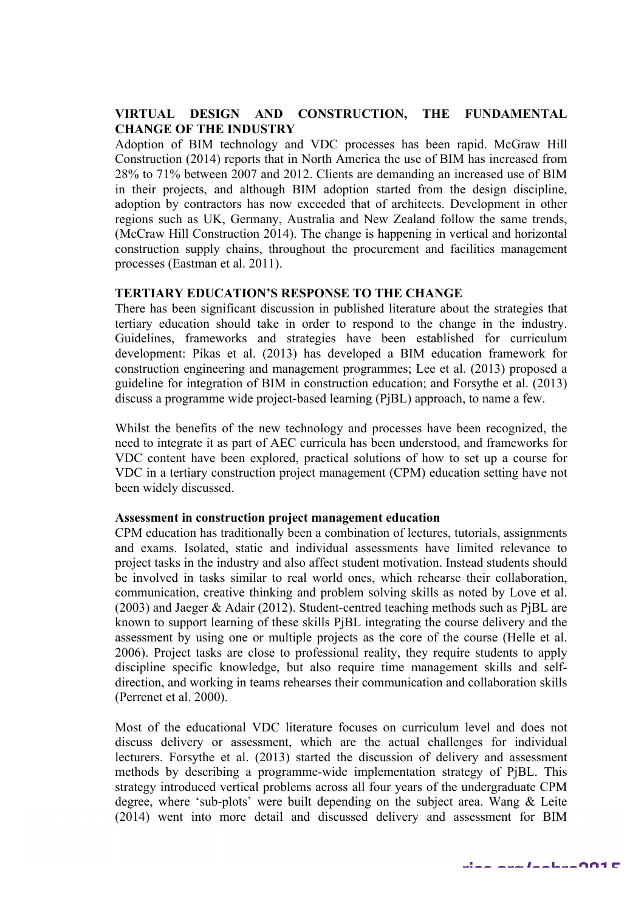## VIRTUAL DESIGN AND CONSTRUCTION, THE FUNDAMENTAL CHANGE OF THE INDUSTRY

Adoption of BIM technology and VDC processes has been rapid. McGraw Hill Construction (2014) reports that in North America the use of BIM has increased from 28% to 71% between 2007 and 2012. Clients are demanding an increased use of BIM in their projects, and although BIM adoption started from the design discipline, adoption by contractors has now exceeded that of architects. Development in other regions such as UK, Germany, Australia and New Zealand follow the same trends, (McCraw Hill Construction 2014). The change is happening in vertical and horizontal construction supply chains, throughout the procurement and facilities management processes (Eastman et al. 2011).

## TERTIARY EDUCATION'S RESPONSE TO THE CHANGE

There has been significant discussion in published literature about the strategies that tertiary education should take in order to respond to the change in the industry. Guidelines, frameworks and strategies have been established for curriculum development: Pikas et al. (2013) has developed a BIM education framework for construction engineering and management programmes; Lee et al. (2013) proposed a guideline for integration of BIM in construction education; and Forsythe et al. (2013) discuss a programme wide project-based learning (PjBL) approach, to name a few.

Whilst the benefits of the new technology and processes have been recognized, the need to integrate it as part of AEC curricula has been understood, and frameworks for VDC content have been explored, practical solutions of how to set up a course for VDC in a tertiary construction project management (CPM) education setting have not been widely discussed.

### Assessment in construction project management education

CPM education has traditionally been a combination of lectures, tutorials, assignments and exams. Isolated, static and individual assessments have limited relevance to project tasks in the industry and also affect student motivation. Instead students should be involved in tasks similar to real world ones, which rehearse their collaboration, communication, creative thinking and problem solving skills as noted by Love et al. (2003) and Jaeger & Adair (2012). Student-centred teaching methods such as PjBL are known to support learning of these skills PjBL integrating the course delivery and the assessment by using one or multiple projects as the core of the course (Helle et al. 2006). Project tasks are close to professional reality, they require students to apply discipline specific knowledge, but also require time management skills and self-direction, and working in teams rehearses their communication and collaboration skills (Perrenet et al. 2000).

Most of the educational VDC literature focuses on curriculum level and does not discuss delivery or assessment, which are the actual challenges for individual lecturers. Forsythe et al. (2013) started the discussion of delivery and assessment methods by describing a programme-wide implementation strategy of PjBL. This strategy introduced vertical problems across all four years of the undergraduate CPM degree, where 'sub-plots' were built depending on the subject area. Wang & Leite (2014) went into more detail and discussed delivery and assessment for BIM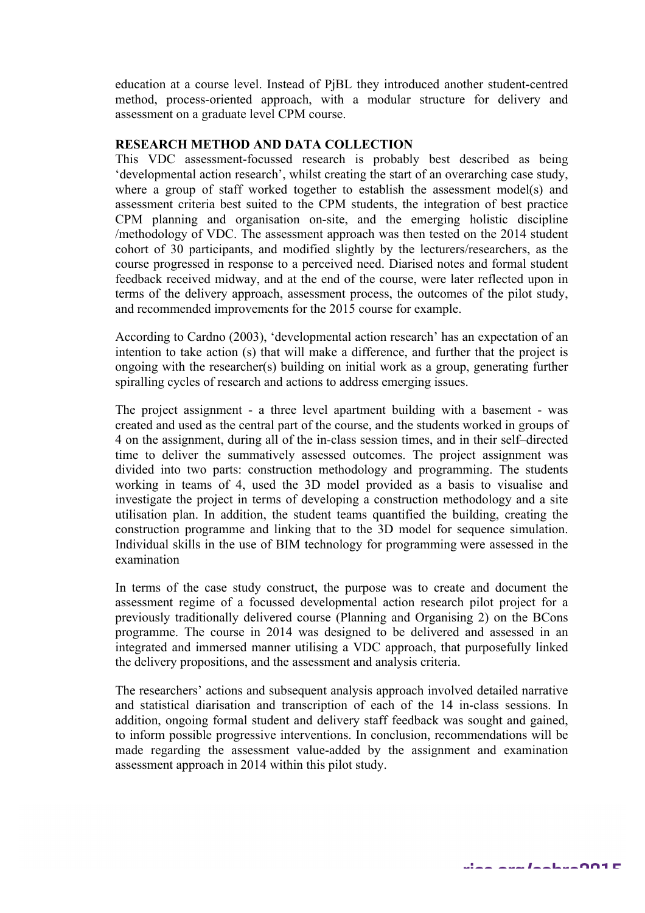education at a course level. Instead of PjBL they introduced another student-centred method, process-oriented approach, with a modular structure for delivery and assessment on a graduate level CPM course.

## RESEARCH METHOD AND DATA COLLECTION

This VDC assessment-focussed research is probably best described as being 'developmental action research', whilst creating the start of an overarching case study, where a group of staff worked together to establish the assessment model(s) and assessment criteria best suited to the CPM students, the integration of best practice CPM planning and organisation on-site, and the emerging holistic discipline /methodology of VDC. The assessment approach was then tested on the 2014 student cohort of 30 participants, and modified slightly by the lecturers/researchers, as the course progressed in response to a perceived need. Diarised notes and formal student feedback received midway, and at the end of the course, were later reflected upon in terms of the delivery approach, assessment process, the outcomes of the pilot study, and recommended improvements for the 2015 course for example.

According to Cardno (2003), 'developmental action research' has an expectation of an intention to take action (s) that will make a difference, and further that the project is ongoing with the researcher(s) building on initial work as a group, generating further spiralling cycles of research and actions to address emerging issues.

The project assignment - a three level apartment building with a basement - was created and used as the central part of the course, and the students worked in groups of 4 on the assignment, during all of the in-class session times, and in their self–directed time to deliver the summatively assessed outcomes. The project assignment was divided into two parts: construction methodology and programming. The students working in teams of 4, used the 3D model provided as a basis to visualise and investigate the project in terms of developing a construction methodology and a site utilisation plan. In addition, the student teams quantified the building, creating the construction programme and linking that to the 3D model for sequence simulation. Individual skills in the use of BIM technology for programming were assessed in the examination

In terms of the case study construct, the purpose was to create and document the assessment regime of a focussed developmental action research pilot project for a previously traditionally delivered course (Planning and Organising 2) on the BCons programme. The course in 2014 was designed to be delivered and assessed in an integrated and immersed manner utilising a VDC approach, that purposefully linked the delivery propositions, and the assessment and analysis criteria.

The researchers' actions and subsequent analysis approach involved detailed narrative and statistical diarisation and transcription of each of the 14 in-class sessions. In addition, ongoing formal student and delivery staff feedback was sought and gained, to inform possible progressive interventions. In conclusion, recommendations will be made regarding the assessment value-added by the assignment and examination assessment approach in 2014 within this pilot study.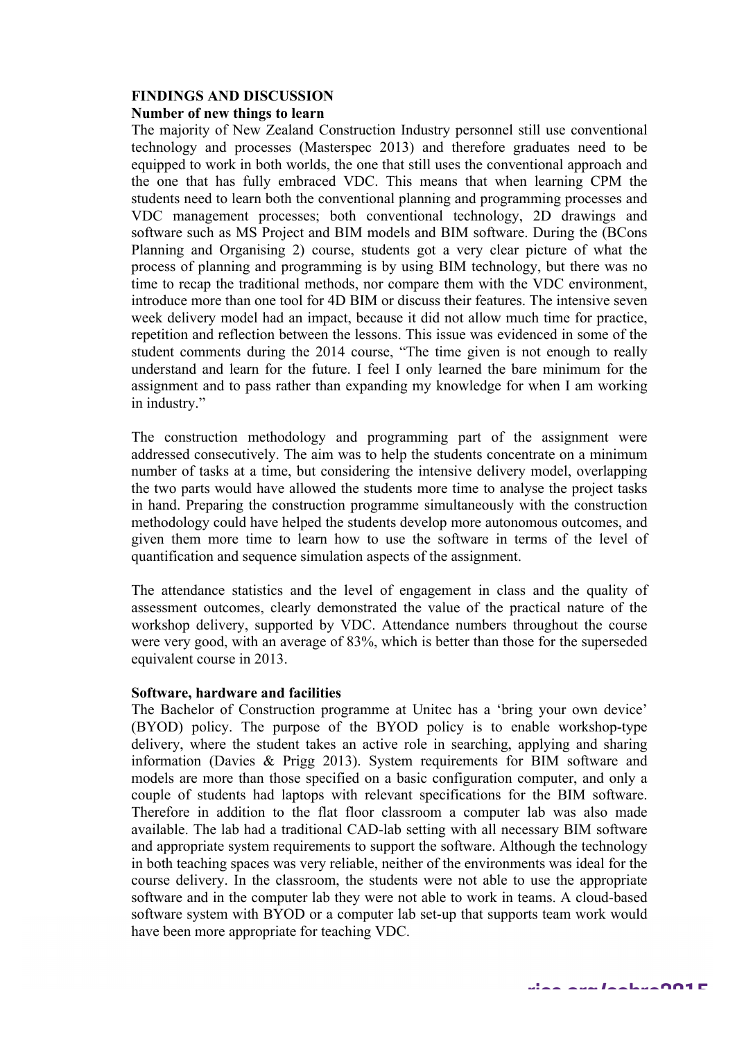**FINDINGS AND DISCUSSION**

**Number of new things to learn**

The majority of New Zealand Construction Industry personnel still use conventional technology and processes (Masterspec 2013) and therefore graduates need to be equipped to work in both worlds, the one that still uses the conventional approach and the one that has fully embraced VDC. This means that when learning CPM the students need to learn both the conventional planning and programming processes and VDC management processes; both conventional technology, 2D drawings and software such as MS Project and BIM models and BIM software. During the (BCons Planning and Organising 2) course, students got a very clear picture of what the process of planning and programming is by using BIM technology, but there was no time to recap the traditional methods, nor compare them with the VDC environment, introduce more than one tool for 4D BIM or discuss their features. The intensive seven week delivery model had an impact, because it did not allow much time for practice, repetition and reflection between the lessons. This issue was evidenced in some of the student comments during the 2014 course, "The time given is not enough to really understand and learn for the future. I feel I only learned the bare minimum for the assignment and to pass rather than expanding my knowledge for when I am working in industry."

The construction methodology and programming part of the assignment were addressed consecutively. The aim was to help the students concentrate on a minimum number of tasks at a time, but considering the intensive delivery model, overlapping the two parts would have allowed the students more time to analyse the project tasks in hand. Preparing the construction programme simultaneously with the construction methodology could have helped the students develop more autonomous outcomes, and given them more time to learn how to use the software in terms of the level of quantification and sequence simulation aspects of the assignment.

The attendance statistics and the level of engagement in class and the quality of assessment outcomes, clearly demonstrated the value of the practical nature of the workshop delivery, supported by VDC. Attendance numbers throughout the course were very good, with an average of 83%, which is better than those for the superseded equivalent course in 2013.

**Software, hardware and facilities**

The Bachelor of Construction programme at Unitec has a 'bring your own device' (BYOD) policy. The purpose of the BYOD policy is to enable workshop-type delivery, where the student takes an active role in searching, applying and sharing information (Davies & Prigg 2013). System requirements for BIM software and models are more than those specified on a basic configuration computer, and only a couple of students had laptops with relevant specifications for the BIM software. Therefore in addition to the flat floor classroom a computer lab was also made available. The lab had a traditional CAD-lab setting with all necessary BIM software and appropriate system requirements to support the software. Although the technology in both teaching spaces was very reliable, neither of the environments was ideal for the course delivery. In the classroom, the students were not able to use the appropriate software and in the computer lab they were not able to work in teams. A cloud-based software system with BYOD or a computer lab set-up that supports team work would have been more appropriate for teaching VDC.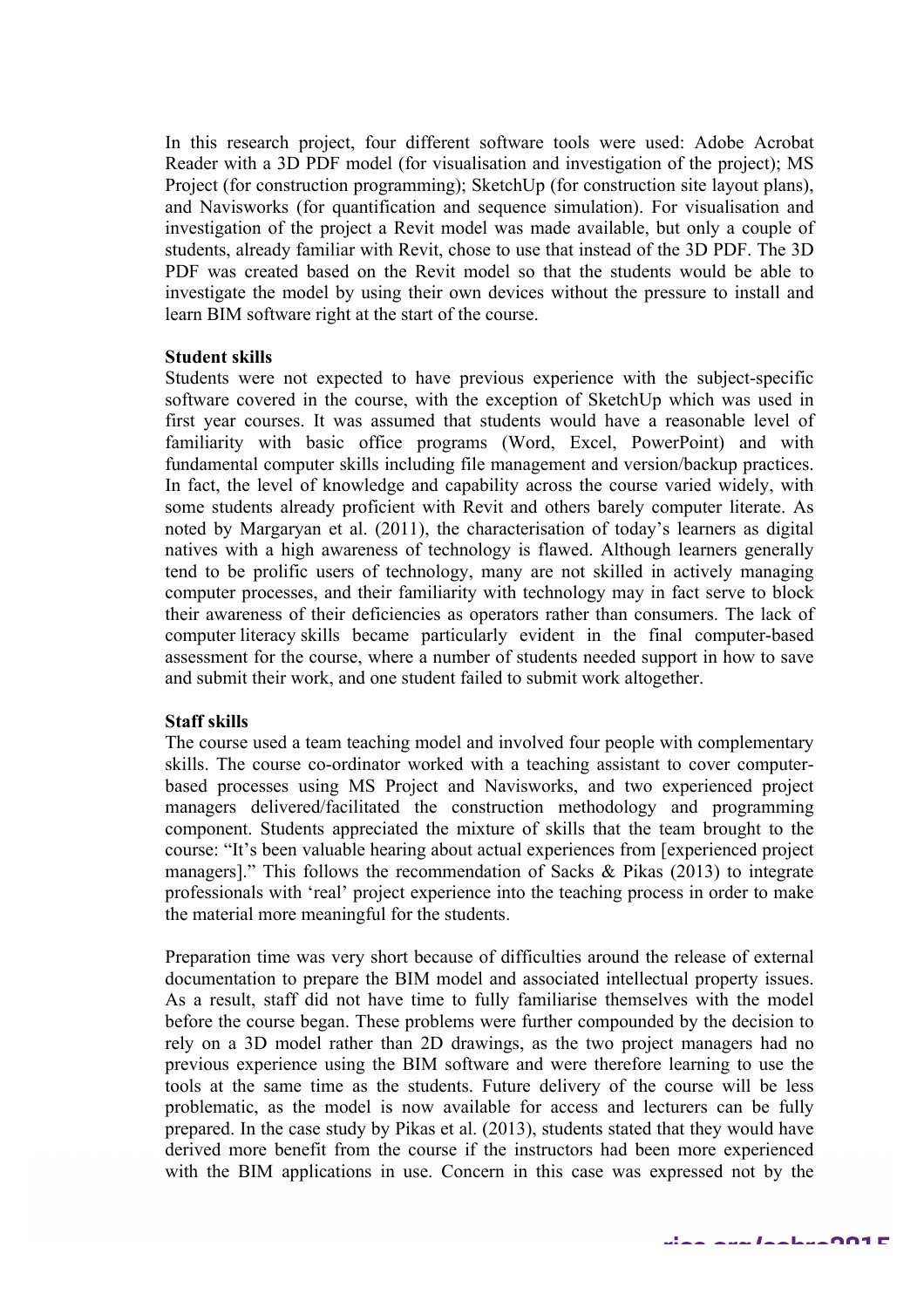In this research project, four different software tools were used: Adobe Acrobat Reader with a 3D PDF model (for visualisation and investigation of the project); MS Project (for construction programming); SketchUp (for construction site layout plans), and Navisworks (for quantification and sequence simulation). For visualisation and investigation of the project a Revit model was made available, but only a couple of students, already familiar with Revit, chose to use that instead of the 3D PDF. The 3D PDF was created based on the Revit model so that the students would be able to investigate the model by using their own devices without the pressure to install and learn BIM software right at the start of the course.

**Student skills**

Students were not expected to have previous experience with the subject-specific software covered in the course, with the exception of SketchUp which was used in first year courses. It was assumed that students would have a reasonable level of familiarity with basic office programs (Word, Excel, PowerPoint) and with fundamental computer skills including file management and version/backup practices. In fact, the level of knowledge and capability across the course varied widely, with some students already proficient with Revit and others barely computer literate. As noted by Margaryan et al. (2011), the characterisation of today's learners as digital natives with a high awareness of technology is flawed. Although learners generally tend to be prolific users of technology, many are not skilled in actively managing computer processes, and their familiarity with technology may in fact serve to block their awareness of their deficiencies as operators rather than consumers. The lack of computer literacy skills became particularly evident in the final computer-based assessment for the course, where a number of students needed support in how to save and submit their work, and one student failed to submit work altogether.

**Staff skills**

The course used a team teaching model and involved four people with complementary skills. The course co-ordinator worked with a teaching assistant to cover computer-based processes using MS Project and Navisworks, and two experienced project managers delivered/facilitated the construction methodology and programming component. Students appreciated the mixture of skills that the team brought to the course: "It's been valuable hearing about actual experiences from [experienced project managers]." This follows the recommendation of Sacks & Pikas (2013) to integrate professionals with 'real' project experience into the teaching process in order to make the material more meaningful for the students.

Preparation time was very short because of difficulties around the release of external documentation to prepare the BIM model and associated intellectual property issues. As a result, staff did not have time to fully familiarise themselves with the model before the course began. These problems were further compounded by the decision to rely on a 3D model rather than 2D drawings, as the two project managers had no previous experience using the BIM software and were therefore learning to use the tools at the same time as the students. Future delivery of the course will be less problematic, as the model is now available for access and lecturers can be fully prepared. In the case study by Pikas et al. (2013), students stated that they would have derived more benefit from the course if the instructors had been more experienced with the BIM applications in use. Concern in this case was expressed not by the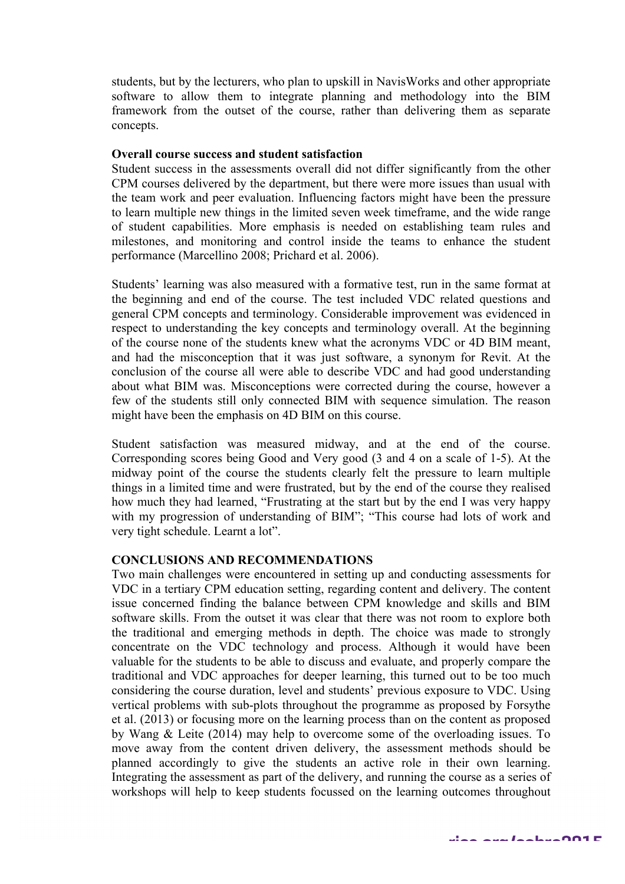students, but by the lecturers, who plan to upskill in NavisWorks and other appropriate software to allow them to integrate planning and methodology into the BIM framework from the outset of the course, rather than delivering them as separate concepts.

**Overall course success and student satisfaction**

Student success in the assessments overall did not differ significantly from the other CPM courses delivered by the department, but there were more issues than usual with the team work and peer evaluation. Influencing factors might have been the pressure to learn multiple new things in the limited seven week timeframe, and the wide range of student capabilities. More emphasis is needed on establishing team rules and milestones, and monitoring and control inside the teams to enhance the student performance (Marcellino 2008; Prichard et al. 2006).

Students' learning was also measured with a formative test, run in the same format at the beginning and end of the course. The test included VDC related questions and general CPM concepts and terminology. Considerable improvement was evidenced in respect to understanding the key concepts and terminology overall. At the beginning of the course none of the students knew what the acronyms VDC or 4D BIM meant, and had the misconception that it was just software, a synonym for Revit. At the conclusion of the course all were able to describe VDC and had good understanding about what BIM was. Misconceptions were corrected during the course, however a few of the students still only connected BIM with sequence simulation. The reason might have been the emphasis on 4D BIM on this course.

Student satisfaction was measured midway, and at the end of the course. Corresponding scores being Good and Very good (3 and 4 on a scale of 1-5). At the midway point of the course the students clearly felt the pressure to learn multiple things in a limited time and were frustrated, but by the end of the course they realised how much they had learned, "Frustrating at the start but by the end I was very happy with my progression of understanding of BIM"; "This course had lots of work and very tight schedule. Learnt a lot".

## CONCLUSIONS AND RECOMMENDATIONS

Two main challenges were encountered in setting up and conducting assessments for VDC in a tertiary CPM education setting, regarding content and delivery. The content issue concerned finding the balance between CPM knowledge and skills and BIM software skills. From the outset it was clear that there was not room to explore both the traditional and emerging methods in depth. The choice was made to strongly concentrate on the VDC technology and process. Although it would have been valuable for the students to be able to discuss and evaluate, and properly compare the traditional and VDC approaches for deeper learning, this turned out to be too much considering the course duration, level and students' previous exposure to VDC. Using vertical problems with sub-plots throughout the programme as proposed by Forsythe et al. (2013) or focusing more on the learning process than on the content as proposed by Wang & Leite (2014) may help to overcome some of the overloading issues. To move away from the content driven delivery, the assessment methods should be planned accordingly to give the students an active role in their own learning. Integrating the assessment as part of the delivery, and running the course as a series of workshops will help to keep students focussed on the learning outcomes throughout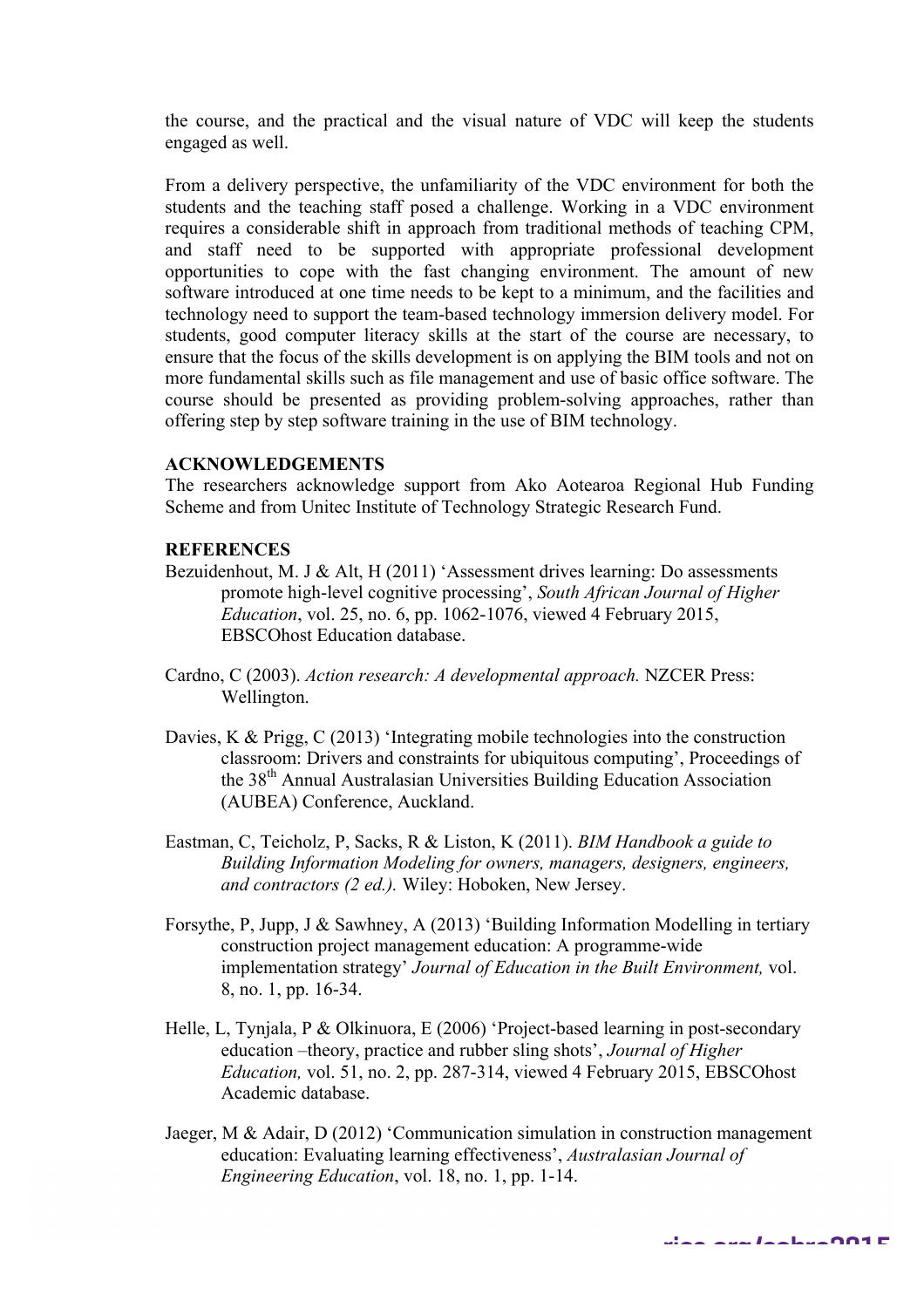the course, and the practical and the visual nature of VDC will keep the students engaged as well.

From a delivery perspective, the unfamiliarity of the VDC environment for both the students and the teaching staff posed a challenge. Working in a VDC environment requires a considerable shift in approach from traditional methods of teaching CPM, and staff need to be supported with appropriate professional development opportunities to cope with the fast changing environment. The amount of new software introduced at one time needs to be kept to a minimum, and the facilities and technology need to support the team-based technology immersion delivery model. For students, good computer literacy skills at the start of the course are necessary, to ensure that the focus of the skills development is on applying the BIM tools and not on more fundamental skills such as file management and use of basic office software. The course should be presented as providing problem-solving approaches, rather than offering step by step software training in the use of BIM technology.

**ACKNOWLEDGEMENTS**

The researchers acknowledge support from Ako Aotearoa Regional Hub Funding Scheme and from Unitec Institute of Technology Strategic Research Fund.

**REFERENCES**

Bezuidenhout, M. J & Alt, H (2011) 'Assessment drives learning: Do assessments promote high-level cognitive processing', *South African Journal of Higher Education*, vol. 25, no. 6, pp. 1062-1076, viewed 4 February 2015, EBSCOhost Education database.

Cardno, C (2003). *Action research: A developmental approach.* NZCER Press: Wellington.

Davies, K & Prigg, C (2013) 'Integrating mobile technologies into the construction classroom: Drivers and constraints for ubiquitous computing', Proceedings of the 38th Annual Australasian Universities Building Education Association (AUBEA) Conference, Auckland.

Eastman, C, Teicholz, P, Sacks, R & Liston, K (2011). *BIM Handbook a guide to Building Information Modeling for owners, managers, designers, engineers, and contractors (2 ed.).* Wiley: Hoboken, New Jersey.

Forsythe, P, Jupp, J & Sawhney, A (2013) 'Building Information Modelling in tertiary construction project management education: A programme-wide implementation strategy' *Journal of Education in the Built Environment,* vol. 8, no. 1, pp. 16-34.

Helle, L, Tynjala, P & Olkinuora, E (2006) 'Project-based learning in post-secondary education –theory, practice and rubber sling shots', *Journal of Higher Education,* vol. 51, no. 2, pp. 287-314, viewed 4 February 2015, EBSCOhost Academic database.

Jaeger, M & Adair, D (2012) 'Communication simulation in construction management education: Evaluating learning effectiveness', *Australasian Journal of Engineering Education*, vol. 18, no. 1, pp. 1-14.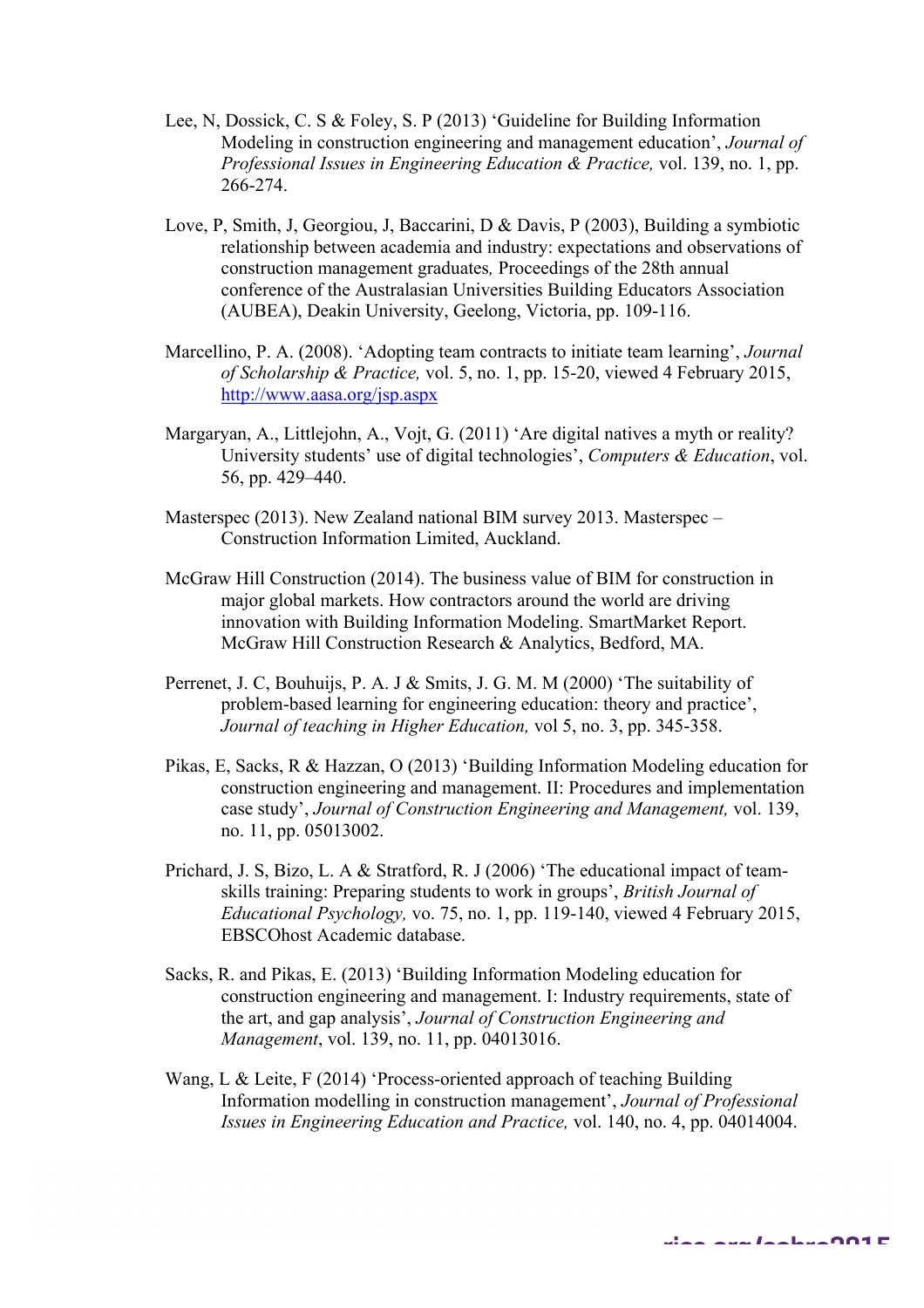Lee, N, Dossick, C. S & Foley, S. P (2013) 'Guideline for Building Information Modeling in construction engineering and management education', *Journal of Professional Issues in Engineering Education & Practice,* vol. 139, no. 1, pp. 266-274.

Love, P, Smith, J, Georgiou, J, Baccarini, D & Davis, P (2003), Building a symbiotic relationship between academia and industry: expectations and observations of construction management graduates*,* Proceedings of the 28th annual conference of the Australasian Universities Building Educators Association (AUBEA), Deakin University, Geelong, Victoria, pp. 109-116.

Marcellino, P. A. (2008). 'Adopting team contracts to initiate team learning', *Journal of Scholarship & Practice,* vol. 5, no. 1, pp. 15-20, viewed 4 February 2015, http://www.aasa.org/jsp.aspx

Margaryan, A., Littlejohn, A., Vojt, G. (2011) 'Are digital natives a myth or reality? University students' use of digital technologies', *Computers & Education*, vol. 56, pp. 429–440.

Masterspec (2013). New Zealand national BIM survey 2013. Masterspec – Construction Information Limited, Auckland.

McGraw Hill Construction (2014). The business value of BIM for construction in major global markets. How contractors around the world are driving innovation with Building Information Modeling. SmartMarket Report. McGraw Hill Construction Research & Analytics, Bedford, MA.

Perrenet, J. C, Bouhuijs, P. A. J & Smits, J. G. M. M (2000) 'The suitability of problem-based learning for engineering education: theory and practice', *Journal of teaching in Higher Education,* vol 5, no. 3, pp. 345-358.

Pikas, E, Sacks, R & Hazzan, O (2013) 'Building Information Modeling education for construction engineering and management. II: Procedures and implementation case study', *Journal of Construction Engineering and Management,* vol. 139, no. 11, pp. 05013002.

Prichard, J. S, Bizo, L. A & Stratford, R. J (2006) 'The educational impact of team-skills training: Preparing students to work in groups', *British Journal of Educational Psychology,* vo. 75, no. 1, pp. 119-140, viewed 4 February 2015, EBSCOhost Academic database.

Sacks, R. and Pikas, E. (2013) 'Building Information Modeling education for construction engineering and management. I: Industry requirements, state of the art, and gap analysis', *Journal of Construction Engineering and Management*, vol. 139, no. 11, pp. 04013016.

Wang, L & Leite, F (2014) 'Process-oriented approach of teaching Building Information modelling in construction management', *Journal of Professional Issues in Engineering Education and Practice,* vol. 140, no. 4, pp. 04014004.